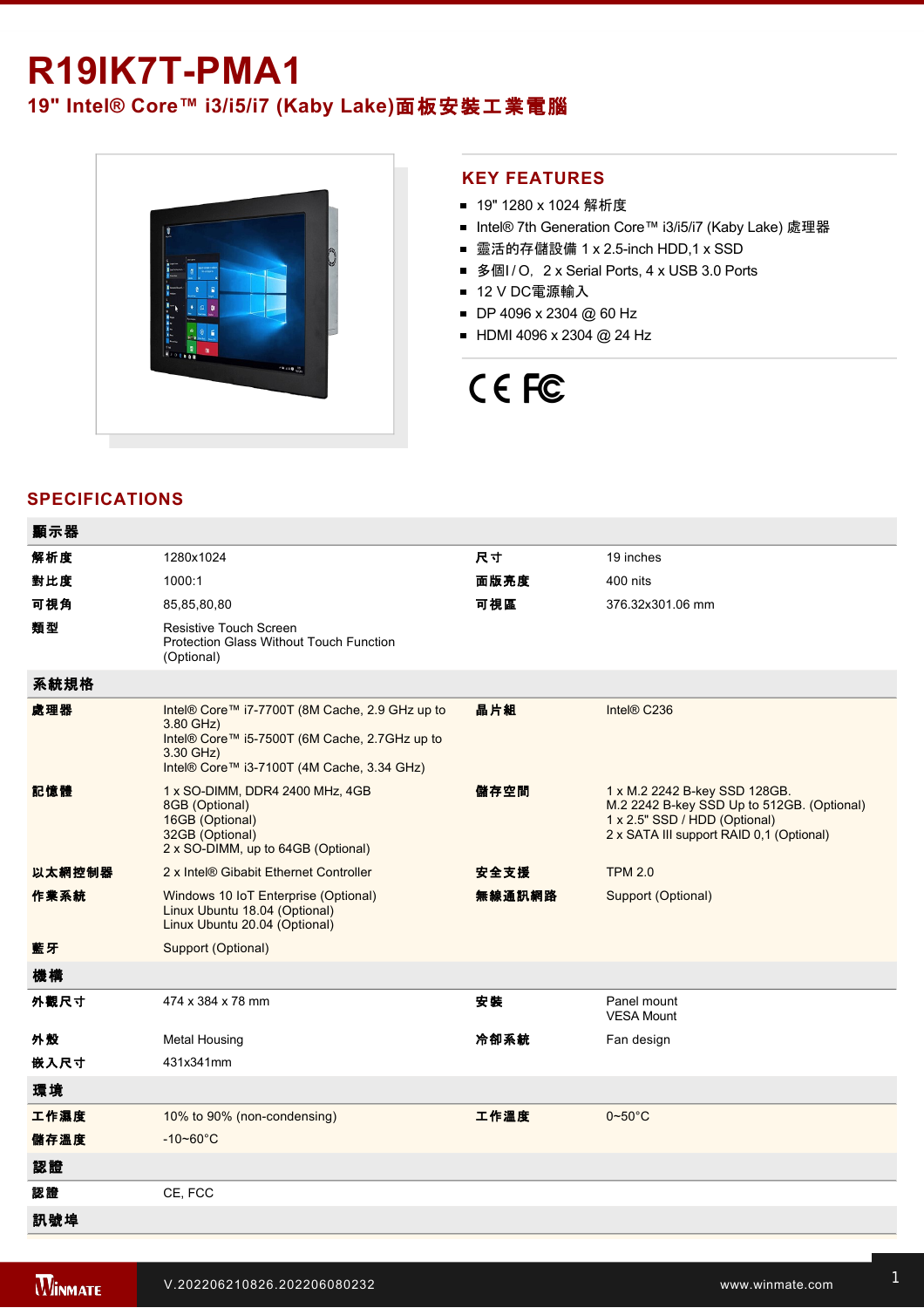# R19IK7T-PMA1

## 19" Intel® Core™ i3/i5/i7 (Kaby Lake)面板安裝工業電腦

## KEY FEATURES

- 19" 1280 x 1024 解析度
- Intel® 7th Generation Core™ i3/i5/i7 (Kaby Lake) 處理器
- 靈活的存儲設備 1 x 2.5-inch HDD,1 x SSD
- 多個I / O, 2 x Serial Ports, 4 x USB 3.0 Ports
- 12 V DC電源輸入
- DP 4096 x 2304 @ 60 Hz
- HDMI 4096 x 2304 @ 24 Hz

CE FC

## SPECIFICATIONS

| 顯示器 | | | |
|---|---|---|---|
| 解析度 | 1280x1024 | 尺寸 | 19 inches |
| 對比度 | 1000:1 | 面版亮度 | 400 nits |
| 可視角 | 85,85,80,80 | 可視區 | 376.32x301.06 mm |
| 類型 | Resistive Touch Screen<br>Protection Glass Without Touch Function (Optional) | | |
| **系統規格** | | | |
| 處理器 | Intel® Core™ i7-7700T (8M Cache, 2.9 GHz up to 3.80 GHz)<br>Intel® Core™ i5-7500T (6M Cache, 2.7GHz up to 3.30 GHz)<br>Intel® Core™ i3-7100T (4M Cache, 3.34 GHz) | 晶片組 | Intel® C236 |
| 記憶體 | 1 x SO-DIMM, DDR4 2400 MHz, 4GB<br>8GB (Optional)<br>16GB (Optional)<br>32GB (Optional)<br>2 x SO-DIMM, up to 64GB (Optional) | 儲存空間 | 1 x M.2 2242 B-key SSD 128GB.<br>M.2 2242 B-key SSD Up to 512GB. (Optional)<br>1 x 2.5" SSD / HDD (Optional)<br>2 x SATA III support RAID 0,1 (Optional) |
| 以太網控制器 | 2 x Intel® Gibabit Ethernet Controller | 安全支援 | TPM 2.0 |
| 作業系統 | Windows 10 IoT Enterprise (Optional)<br>Linux Ubuntu 18.04 (Optional)<br>Linux Ubuntu 20.04 (Optional) | 無線通訊網路 | Support (Optional) |
| 藍牙 | Support (Optional) | | |
| **機構** | | | |
| 外觀尺寸 | 474 x 384 x 78 mm | 安裝 | Panel mount<br>VESA Mount |
| 外殼 | Metal Housing | 冷卻系統 | Fan design |
| 嵌入尺寸 | 431x341mm | | |
| **環境** | | | |
| 工作濕度 | 10% to 90% (non-condensing) | 工作溫度 | 0~50°C |
| 儲存溫度 | -10~60°C | | |
| **認證** | | | |
| 認證 | CE, FCC | | |
| **訊號埠** | | | |

V.202206210826.202206080232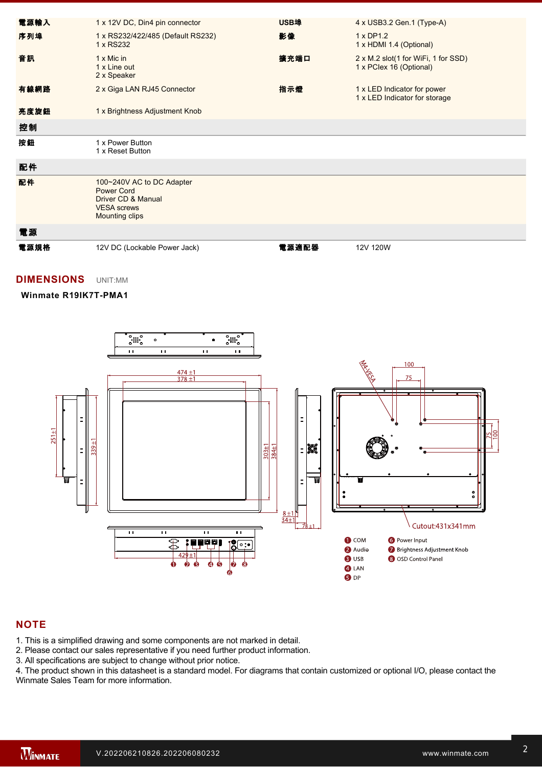| | | | |
|---|---|---|---|
| 電源輸入 | 1 x 12V DC, Din4 pin connector | USB埠 | 4 x USB3.2 Gen.1 (Type-A) |
| 序列埠 | 1 x RS232/422/485 (Default RS232)<br>1 x RS232 | 影像 | 1 x DP1.2<br>1 x HDMI 1.4 (Optional) |
| 音訊 | 1 x Mic in<br>1 x Line out<br>2 x Speaker | 擴充端口 | 2 x M.2 slot(1 for WiFi, 1 for SSD)<br>1 x PCIex 16 (Optional) |
| 有線網路 | 2 x Giga LAN RJ45 Connector | 指示燈 | 1 x LED Indicator for power<br>1 x LED Indicator for storage |
| 亮度旋鈕 | 1 x Brightness Adjustment Knob | | |

## 控制

| | |
|---|---|
| 按鈕 | 1 x Power Button<br>1 x Reset Button |

## 配件

| | |
|---|---|
| 配件 | 100~240V AC to DC Adapter<br>Power Cord<br>Driver CD & Manual<br>VESA screws<br>Mounting clips |

## 電源

| | | | |
|---|---|---|---|
| 電源規格 | 12V DC (Lockable Power Jack) | 電源適配器 | 12V 120W |

## DIMENSIONS UNIT:MM

**Winmate R19IK7T-PMA1**

474 ±1
378 ±1
251±1
339±1
303±1
384±1
8±1
34±1
78±1
429±1
M4-VESA
100
75
75
100
Cutout:431x341mm

1 COM
2 Audio
3 USB
4 LAN
5 DP
6 Power Input
7 Brightness Adjustment Knob
8 OSD Control Panel

## NOTE

1. This is a simplified drawing and some components are not marked in detail.
2. Please contact our sales representative if you need further product information.
3. All specifications are subject to change without prior notice.
4. The product shown in this datasheet is a standard model. For diagrams that contain customized or optional I/O, please contact the Winmate Sales Team for more information.